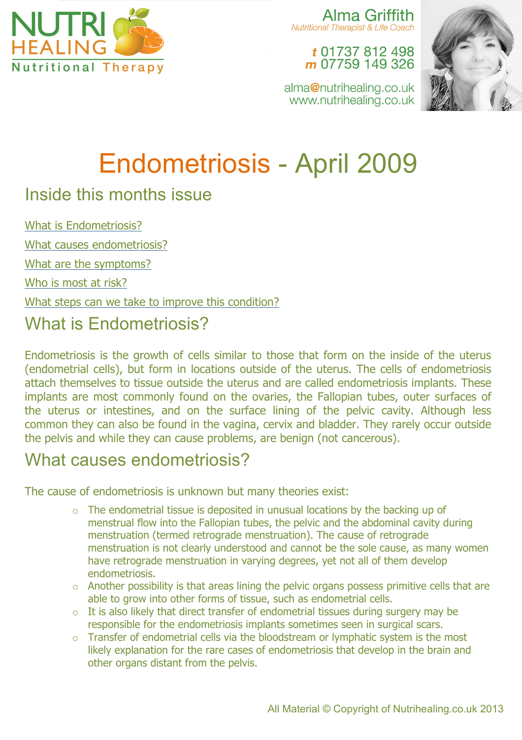NUTRI HEALING
Nutritional Therapy

Alma Griffith
*Nutritional Therapist & Life Coach*

**t** 01737 812 498
**m** 07759 149 326

alma@nutrihealing.co.uk
www.nutrihealing.co.uk

# Endometriosis - April 2009

## Inside this months issue

What is Endometriosis?

What causes endometriosis?

What are the symptoms?

Who is most at risk?

What steps can we take to improve this condition?

## What is Endometriosis?

Endometriosis is the growth of cells similar to those that form on the inside of the uterus (endometrial cells), but form in locations outside of the uterus. The cells of endometriosis attach themselves to tissue outside the uterus and are called endometriosis implants. These implants are most commonly found on the ovaries, the Fallopian tubes, outer surfaces of the uterus or intestines, and on the surface lining of the pelvic cavity. Although less common they can also be found in the vagina, cervix and bladder. They rarely occur outside the pelvis and while they can cause problems, are benign (not cancerous).

## What causes endometriosis?

The cause of endometriosis is unknown but many theories exist:

- The endometrial tissue is deposited in unusual locations by the backing up of menstrual flow into the Fallopian tubes, the pelvic and the abdominal cavity during menstruation (termed retrograde menstruation). The cause of retrograde menstruation is not clearly understood and cannot be the sole cause, as many women have retrograde menstruation in varying degrees, yet not all of them develop endometriosis.
- Another possibility is that areas lining the pelvic organs possess primitive cells that are able to grow into other forms of tissue, such as endometrial cells.
- It is also likely that direct transfer of endometrial tissues during surgery may be responsible for the endometriosis implants sometimes seen in surgical scars.
- Transfer of endometrial cells via the bloodstream or lymphatic system is the most likely explanation for the rare cases of endometriosis that develop in the brain and other organs distant from the pelvis.

All Material © Copyright of Nutrihealing.co.uk 2013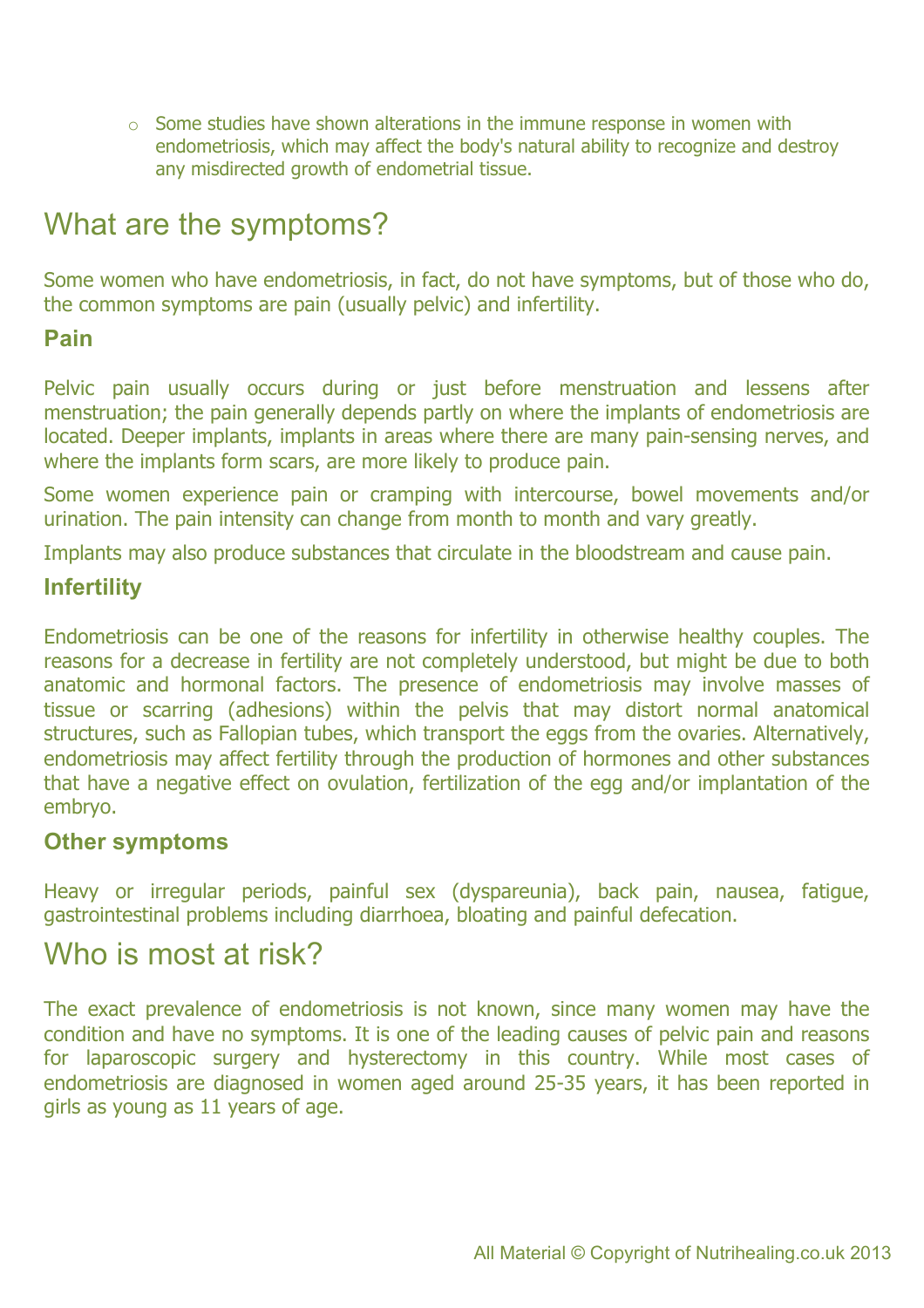- Some studies have shown alterations in the immune response in women with endometriosis, which may affect the body's natural ability to recognize and destroy any misdirected growth of endometrial tissue.

## What are the symptoms?

Some women who have endometriosis, in fact, do not have symptoms, but of those who do, the common symptoms are pain (usually pelvic) and infertility.

### Pain

Pelvic pain usually occurs during or just before menstruation and lessens after menstruation; the pain generally depends partly on where the implants of endometriosis are located. Deeper implants, implants in areas where there are many pain-sensing nerves, and where the implants form scars, are more likely to produce pain.

Some women experience pain or cramping with intercourse, bowel movements and/or urination. The pain intensity can change from month to month and vary greatly.

Implants may also produce substances that circulate in the bloodstream and cause pain.

### Infertility

Endometriosis can be one of the reasons for infertility in otherwise healthy couples. The reasons for a decrease in fertility are not completely understood, but might be due to both anatomic and hormonal factors. The presence of endometriosis may involve masses of tissue or scarring (adhesions) within the pelvis that may distort normal anatomical structures, such as Fallopian tubes, which transport the eggs from the ovaries. Alternatively, endometriosis may affect fertility through the production of hormones and other substances that have a negative effect on ovulation, fertilization of the egg and/or implantation of the embryo.

### Other symptoms

Heavy or irregular periods, painful sex (dyspareunia), back pain, nausea, fatigue, gastrointestinal problems including diarrhoea, bloating and painful defecation.

## Who is most at risk?

The exact prevalence of endometriosis is not known, since many women may have the condition and have no symptoms. It is one of the leading causes of pelvic pain and reasons for laparoscopic surgery and hysterectomy in this country. While most cases of endometriosis are diagnosed in women aged around 25-35 years, it has been reported in girls as young as 11 years of age.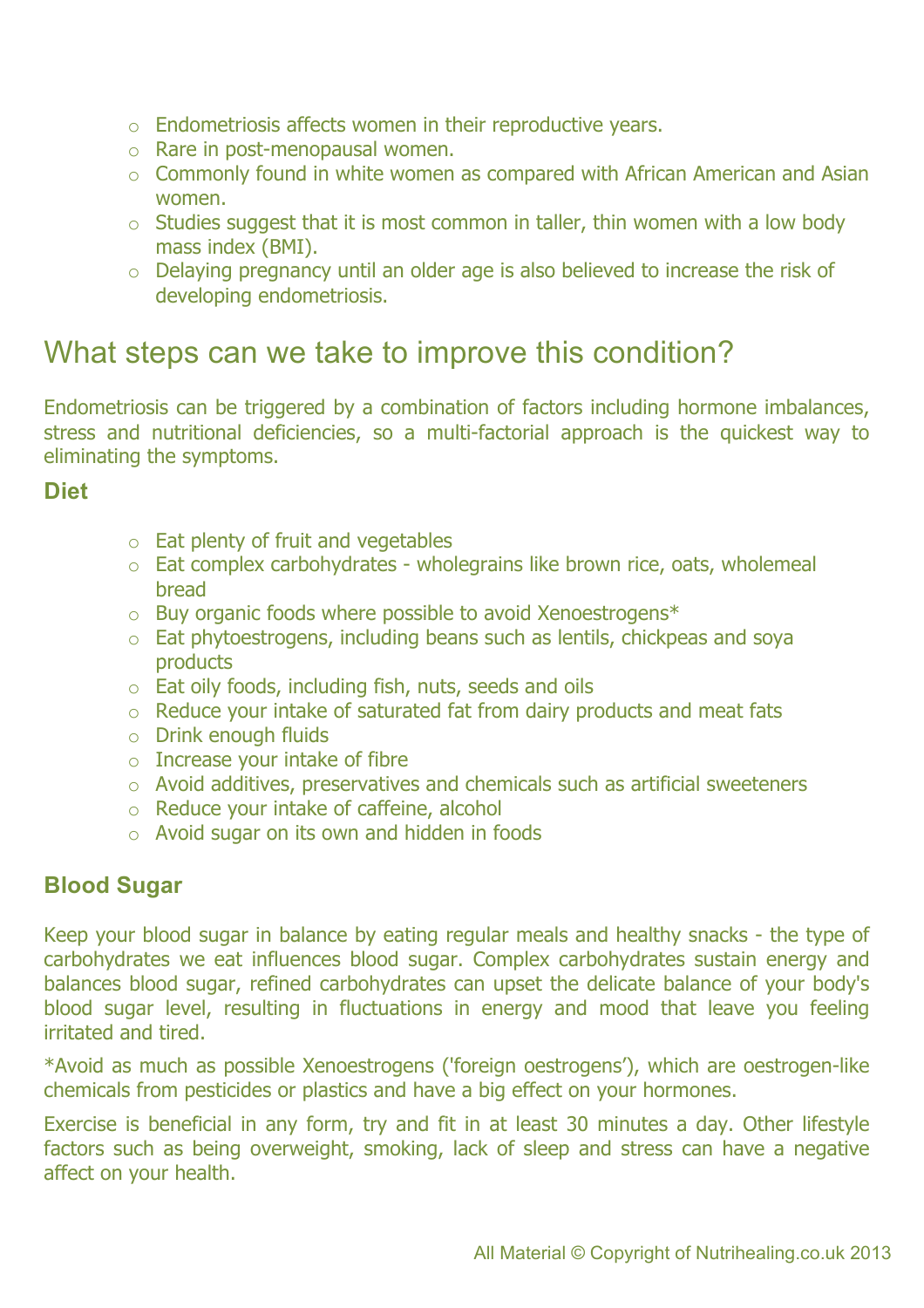- Endometriosis affects women in their reproductive years.
- Rare in post-menopausal women.
- Commonly found in white women as compared with African American and Asian women.
- Studies suggest that it is most common in taller, thin women with a low body mass index (BMI).
- Delaying pregnancy until an older age is also believed to increase the risk of developing endometriosis.

## What steps can we take to improve this condition?

Endometriosis can be triggered by a combination of factors including hormone imbalances, stress and nutritional deficiencies, so a multi-factorial approach is the quickest way to eliminating the symptoms.

### Diet

- Eat plenty of fruit and vegetables
- Eat complex carbohydrates - wholegrains like brown rice, oats, wholemeal bread
- Buy organic foods where possible to avoid Xenoestrogens*
- Eat phytoestrogens, including beans such as lentils, chickpeas and soya products
- Eat oily foods, including fish, nuts, seeds and oils
- Reduce your intake of saturated fat from dairy products and meat fats
- Drink enough fluids
- Increase your intake of fibre
- Avoid additives, preservatives and chemicals such as artificial sweeteners
- Reduce your intake of caffeine, alcohol
- Avoid sugar on its own and hidden in foods

### Blood Sugar

Keep your blood sugar in balance by eating regular meals and healthy snacks - the type of carbohydrates we eat influences blood sugar. Complex carbohydrates sustain energy and balances blood sugar, refined carbohydrates can upset the delicate balance of your body's blood sugar level, resulting in fluctuations in energy and mood that leave you feeling irritated and tired.

*Avoid as much as possible Xenoestrogens ('foreign oestrogens'), which are oestrogen-like chemicals from pesticides or plastics and have a big effect on your hormones.

Exercise is beneficial in any form, try and fit in at least 30 minutes a day. Other lifestyle factors such as being overweight, smoking, lack of sleep and stress can have a negative affect on your health.

All Material © Copyright of Nutrihealing.co.uk 2013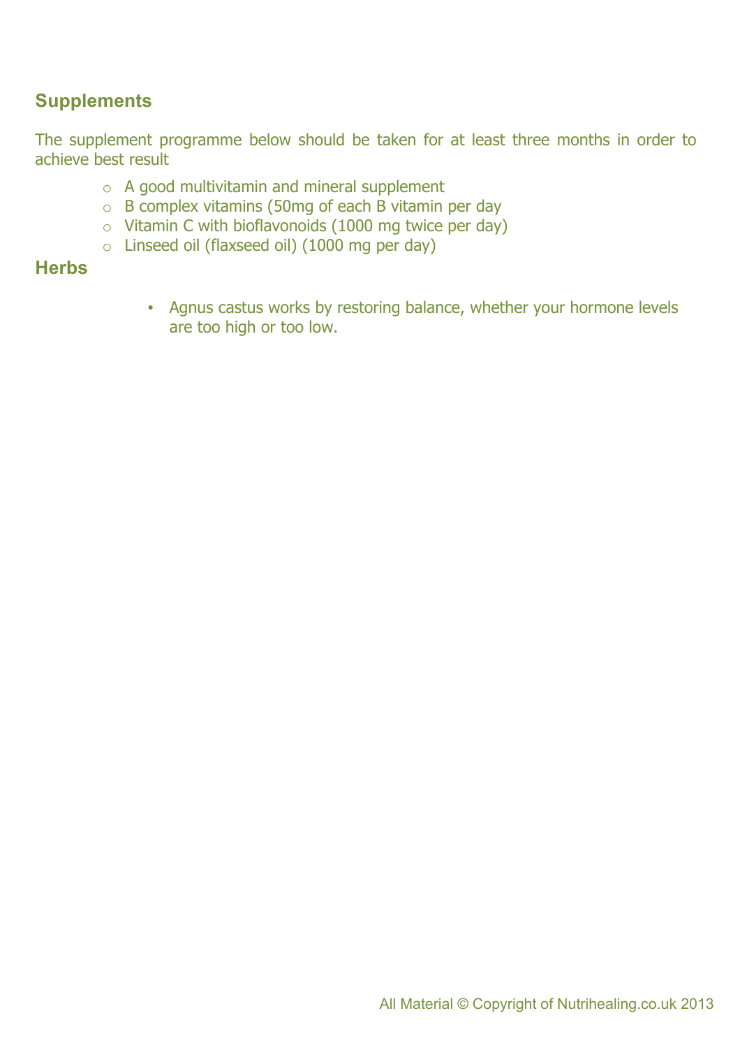## Supplements

The supplement programme below should be taken for at least three months in order to achieve best result

- A good multivitamin and mineral supplement
- B complex vitamins (50mg of each B vitamin per day
- Vitamin C with bioflavonoids (1000 mg twice per day)
- Linseed oil (flaxseed oil) (1000 mg per day)

## Herbs

- Agnus castus works by restoring balance, whether your hormone levels are too high or too low.

All Material © Copyright of Nutrihealing.co.uk 2013